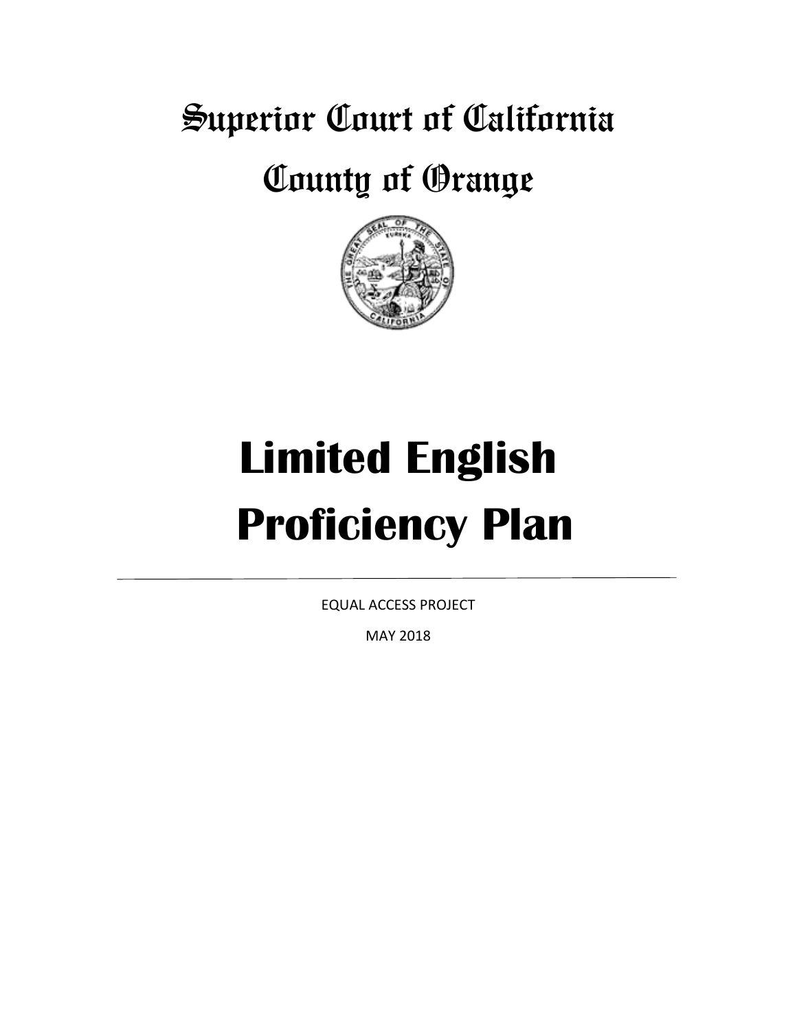# Superior Court of California

# County of Orange

# Limited English Proficiency Plan

EQUAL ACCESS PROJECT

MAY 2018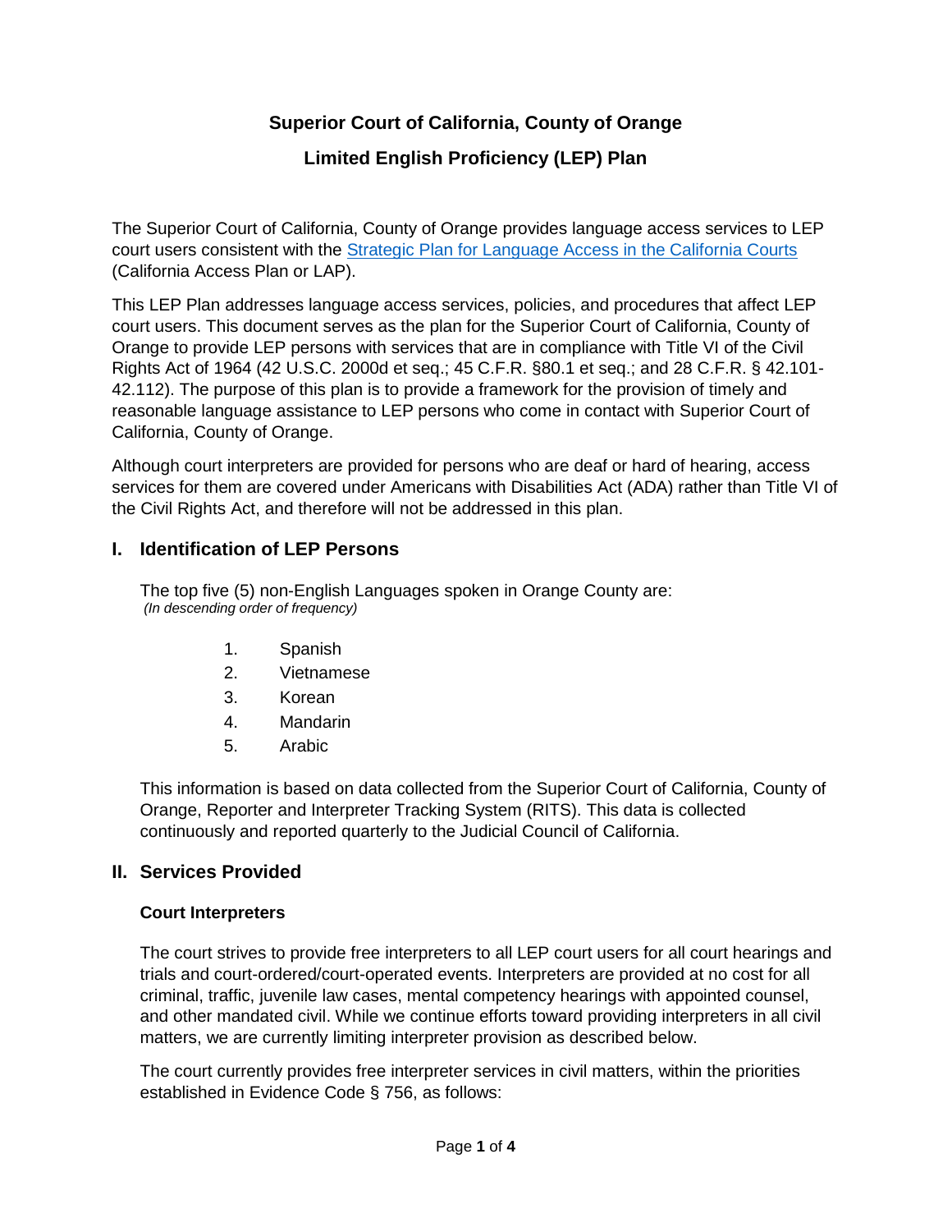# Superior Court of California, County of Orange

# Limited English Proficiency (LEP) Plan

The Superior Court of California, County of Orange provides language access services to LEP court users consistent with the [Strategic Plan for Language Access in the California Courts]() (California Access Plan or LAP).

This LEP Plan addresses language access services, policies, and procedures that affect LEP court users. This document serves as the plan for the Superior Court of California, County of Orange to provide LEP persons with services that are in compliance with Title VI of the Civil Rights Act of 1964 (42 U.S.C. 2000d et seq.; 45 C.F.R. §80.1 et seq.; and 28 C.F.R. § 42.101-42.112). The purpose of this plan is to provide a framework for the provision of timely and reasonable language assistance to LEP persons who come in contact with Superior Court of California, County of Orange.

Although court interpreters are provided for persons who are deaf or hard of hearing, access services for them are covered under Americans with Disabilities Act (ADA) rather than Title VI of the Civil Rights Act, and therefore will not be addressed in this plan.

## I. Identification of LEP Persons

The top five (5) non-English Languages spoken in Orange County are:
*(In descending order of frequency)*

1. Spanish
2. Vietnamese
3. Korean
4. Mandarin
5. Arabic

This information is based on data collected from the Superior Court of California, County of Orange, Reporter and Interpreter Tracking System (RITS). This data is collected continuously and reported quarterly to the Judicial Council of California.

## II. Services Provided

### Court Interpreters

The court strives to provide free interpreters to all LEP court users for all court hearings and trials and court-ordered/court-operated events. Interpreters are provided at no cost for all criminal, traffic, juvenile law cases, mental competency hearings with appointed counsel, and other mandated civil. While we continue efforts toward providing interpreters in all civil matters, we are currently limiting interpreter provision as described below.

The court currently provides free interpreter services in civil matters, within the priorities established in Evidence Code § 756, as follows: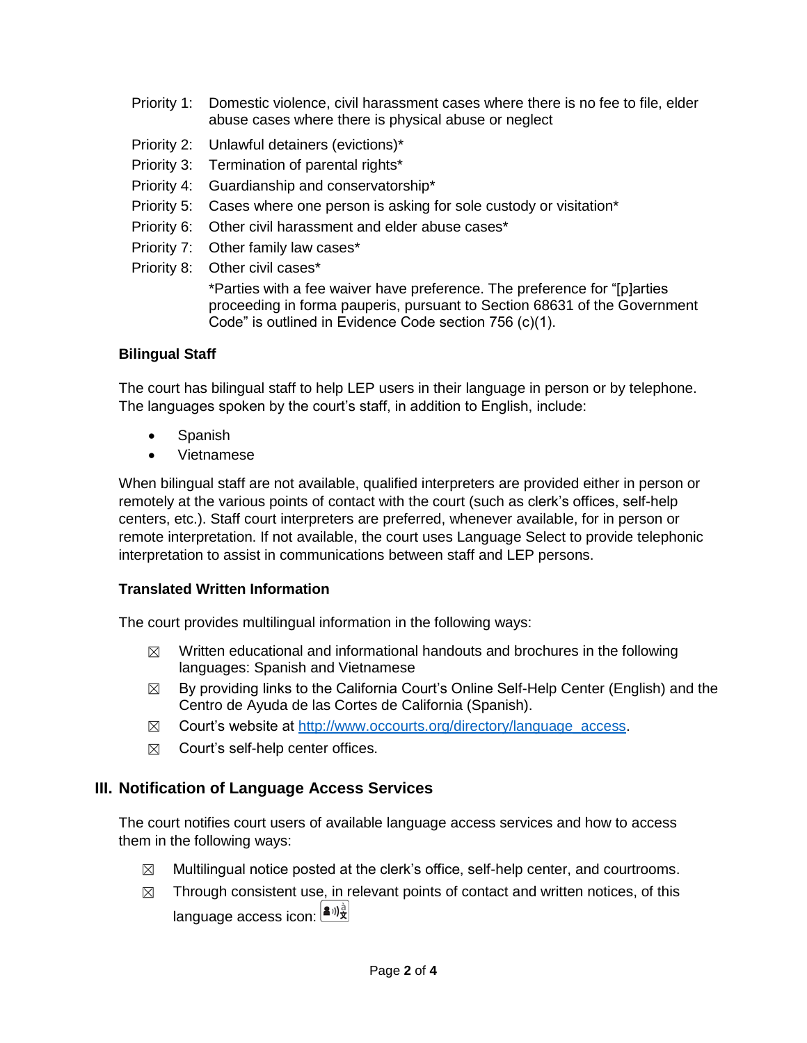Priority 1: Domestic violence, civil harassment cases where there is no fee to file, elder abuse cases where there is physical abuse or neglect

Priority 2: Unlawful detainers (evictions)*

Priority 3: Termination of parental rights*

Priority 4: Guardianship and conservatorship*

Priority 5: Cases where one person is asking for sole custody or visitation*

Priority 6: Other civil harassment and elder abuse cases*

Priority 7: Other family law cases*

Priority 8: Other civil cases*

*Parties with a fee waiver have preference. The preference for "[p]arties proceeding in forma pauperis, pursuant to Section 68631 of the Government Code" is outlined in Evidence Code section 756 (c)(1).

**Bilingual Staff**

The court has bilingual staff to help LEP users in their language in person or by telephone. The languages spoken by the court's staff, in addition to English, include:

- Spanish
- Vietnamese

When bilingual staff are not available, qualified interpreters are provided either in person or remotely at the various points of contact with the court (such as clerk's offices, self-help centers, etc.). Staff court interpreters are preferred, whenever available, for in person or remote interpretation. If not available, the court uses Language Select to provide telephonic interpretation to assist in communications between staff and LEP persons.

**Translated Written Information**

The court provides multilingual information in the following ways:

☒ Written educational and informational handouts and brochures in the following languages: Spanish and Vietnamese

☒ By providing links to the California Court's Online Self-Help Center (English) and the Centro de Ayuda de las Cortes de California (Spanish).

☒ Court's website at http://www.occourts.org/directory/language_access.

☒ Court's self-help center offices.

## III. Notification of Language Access Services

The court notifies court users of available language access services and how to access them in the following ways:

☒ Multilingual notice posted at the clerk's office, self-help center, and courtrooms.

☒ Through consistent use, in relevant points of contact and written notices, of this language access icon: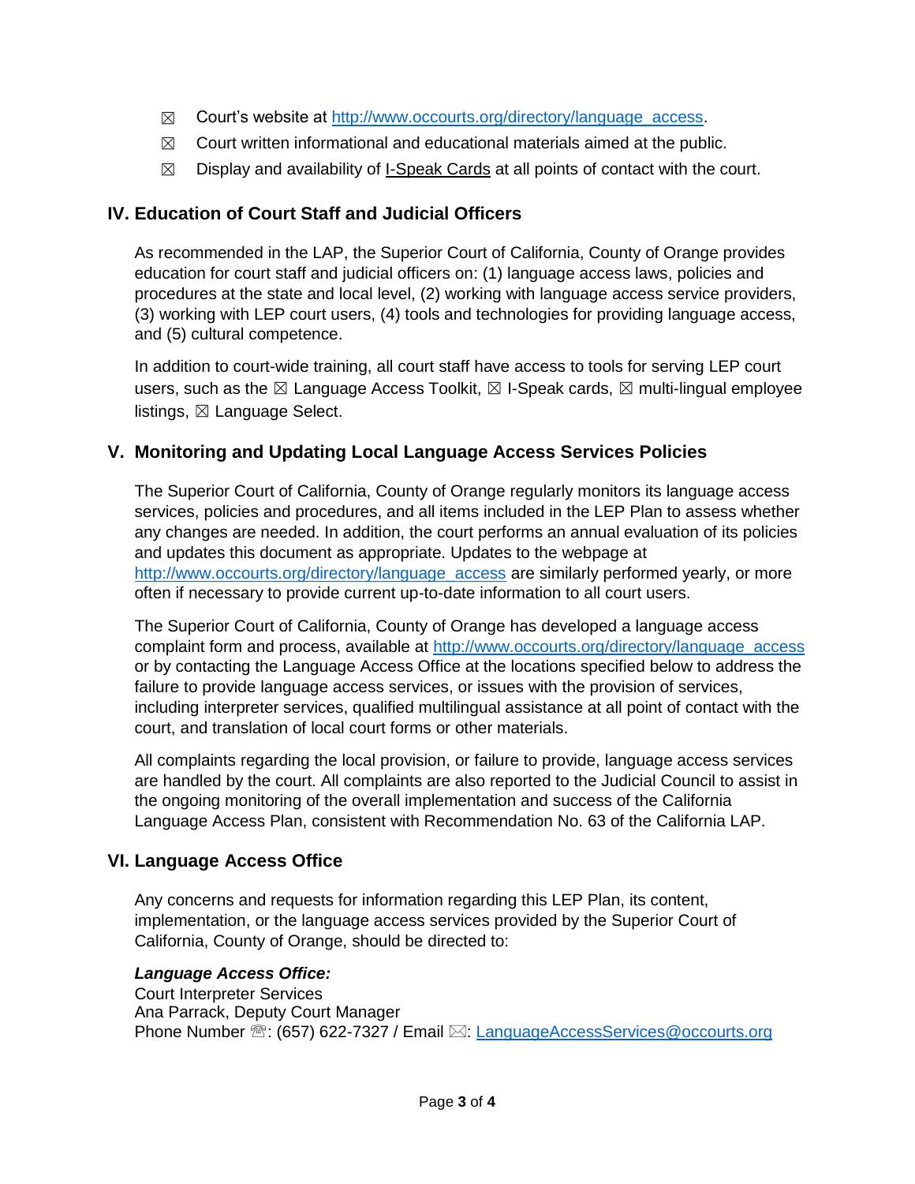- ☒ Court's website at http://www.occourts.org/directory/language_access.
- ☒ Court written informational and educational materials aimed at the public.
- ☒ Display and availability of I-Speak Cards at all points of contact with the court.

## IV. Education of Court Staff and Judicial Officers

As recommended in the LAP, the Superior Court of California, County of Orange provides education for court staff and judicial officers on: (1) language access laws, policies and procedures at the state and local level, (2) working with language access service providers, (3) working with LEP court users, (4) tools and technologies for providing language access, and (5) cultural competence.

In addition to court-wide training, all court staff have access to tools for serving LEP court users, such as the ☒ Language Access Toolkit, ☒ I-Speak cards, ☒ multi-lingual employee listings, ☒ Language Select.

## V. Monitoring and Updating Local Language Access Services Policies

The Superior Court of California, County of Orange regularly monitors its language access services, policies and procedures, and all items included in the LEP Plan to assess whether any changes are needed. In addition, the court performs an annual evaluation of its policies and updates this document as appropriate. Updates to the webpage at http://www.occourts.org/directory/language_access are similarly performed yearly, or more often if necessary to provide current up-to-date information to all court users.

The Superior Court of California, County of Orange has developed a language access complaint form and process, available at http://www.occourts.org/directory/language_access or by contacting the Language Access Office at the locations specified below to address the failure to provide language access services, or issues with the provision of services, including interpreter services, qualified multilingual assistance at all point of contact with the court, and translation of local court forms or other materials.

All complaints regarding the local provision, or failure to provide, language access services are handled by the court. All complaints are also reported to the Judicial Council to assist in the ongoing monitoring of the overall implementation and success of the California Language Access Plan, consistent with Recommendation No. 63 of the California LAP.

## VI. Language Access Office

Any concerns and requests for information regarding this LEP Plan, its content, implementation, or the language access services provided by the Superior Court of California, County of Orange, should be directed to:

***Language Access Office:***
Court Interpreter Services
Ana Parrack, Deputy Court Manager
Phone Number ☏: (657) 622-7327 / Email 🖂: LanguageAccessServices@occourts.org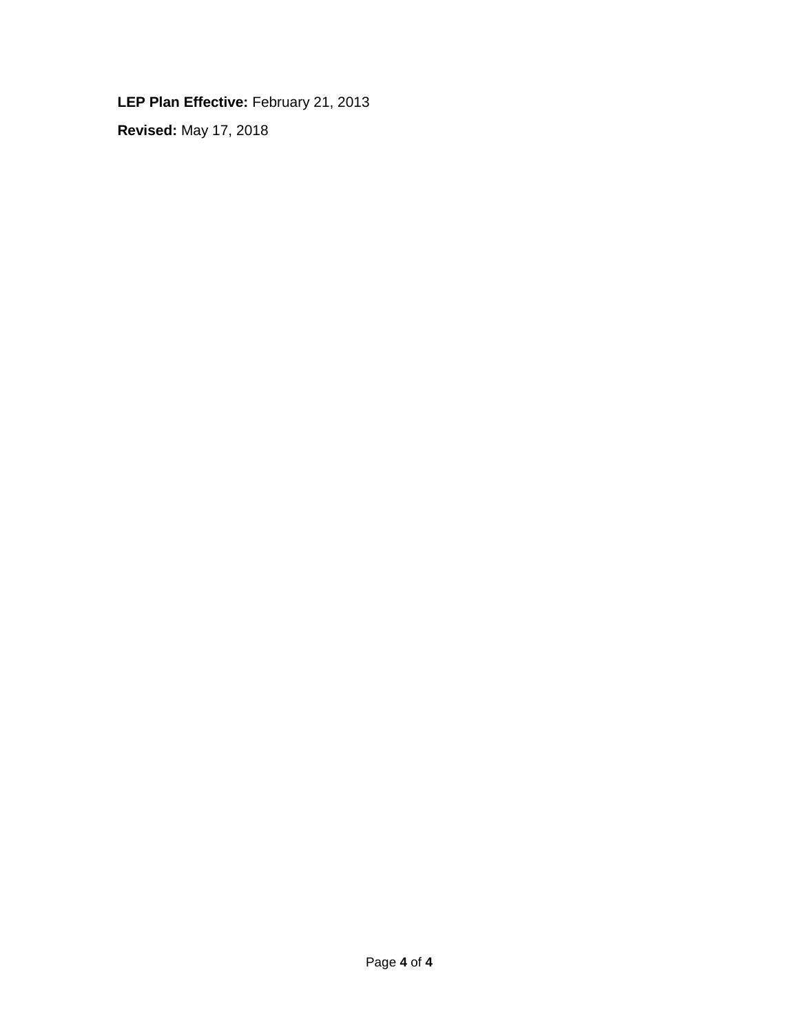**LEP Plan Effective:** February 21, 2013

**Revised:** May 17, 2018